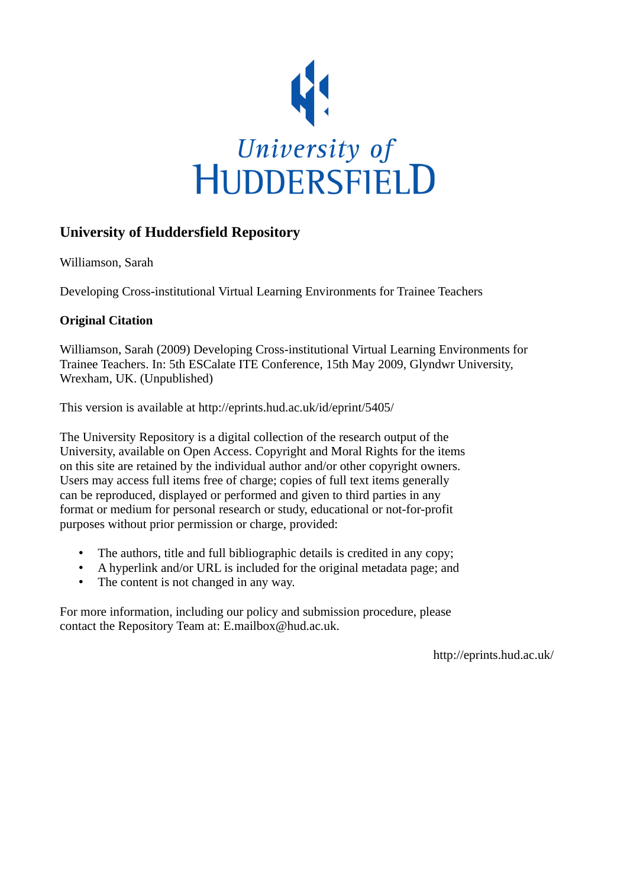University of
HUDDERSFIELD

## University of Huddersfield Repository

Williamson, Sarah

Developing Cross-institutional Virtual Learning Environments for Trainee Teachers

### Original Citation

Williamson, Sarah (2009) Developing Cross-institutional Virtual Learning Environments for Trainee Teachers. In: 5th ESCalate ITE Conference, 15th May 2009, Glyndwr University, Wrexham, UK. (Unpublished)

This version is available at http://eprints.hud.ac.uk/id/eprint/5405/

The University Repository is a digital collection of the research output of the University, available on Open Access. Copyright and Moral Rights for the items on this site are retained by the individual author and/or other copyright owners. Users may access full items free of charge; copies of full text items generally can be reproduced, displayed or performed and given to third parties in any format or medium for personal research or study, educational or not-for-profit purposes without prior permission or charge, provided:

- The authors, title and full bibliographic details is credited in any copy;
- A hyperlink and/or URL is included for the original metadata page; and
- The content is not changed in any way.

For more information, including our policy and submission procedure, please contact the Repository Team at: E.mailbox@hud.ac.uk.

http://eprints.hud.ac.uk/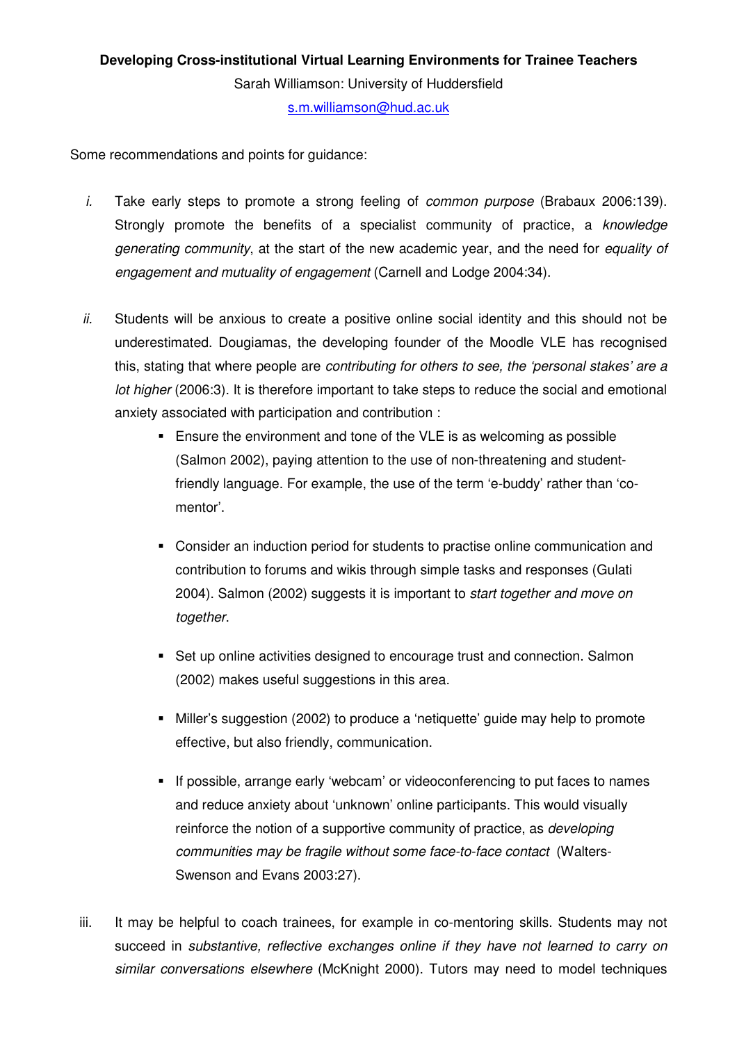**Developing Cross-institutional Virtual Learning Environments for Trainee Teachers**

Sarah Williamson: University of Huddersfield

s.m.williamson@hud.ac.uk

Some recommendations and points for guidance:

i. Take early steps to promote a strong feeling of *common purpose* (Brabaux 2006:139). Strongly promote the benefits of a specialist community of practice, a *knowledge generating community*, at the start of the new academic year, and the need for *equality of engagement and mutuality of engagement* (Carnell and Lodge 2004:34).

ii. Students will be anxious to create a positive online social identity and this should not be underestimated. Dougiamas, the developing founder of the Moodle VLE has recognised this, stating that where people are *contributing for others to see, the 'personal stakes' are a lot higher* (2006:3). It is therefore important to take steps to reduce the social and emotional anxiety associated with participation and contribution :

   - Ensure the environment and tone of the VLE is as welcoming as possible (Salmon 2002), paying attention to the use of non-threatening and student-friendly language. For example, the use of the term 'e-buddy' rather than 'co-mentor'.

   - Consider an induction period for students to practise online communication and contribution to forums and wikis through simple tasks and responses (Gulati 2004). Salmon (2002) suggests it is important to *start together and move on together*.

   - Set up online activities designed to encourage trust and connection. Salmon (2002) makes useful suggestions in this area.

   - Miller's suggestion (2002) to produce a 'netiquette' guide may help to promote effective, but also friendly, communication.

   - If possible, arrange early 'webcam' or videoconferencing to put faces to names and reduce anxiety about 'unknown' online participants. This would visually reinforce the notion of a supportive community of practice, as *developing communities may be fragile without some face-to-face contact* (Walters-Swenson and Evans 2003:27).

iii. It may be helpful to coach trainees, for example in co-mentoring skills. Students may not succeed in *substantive, reflective exchanges online if they have not learned to carry on similar conversations elsewhere* (McKnight 2000). Tutors may need to model techniques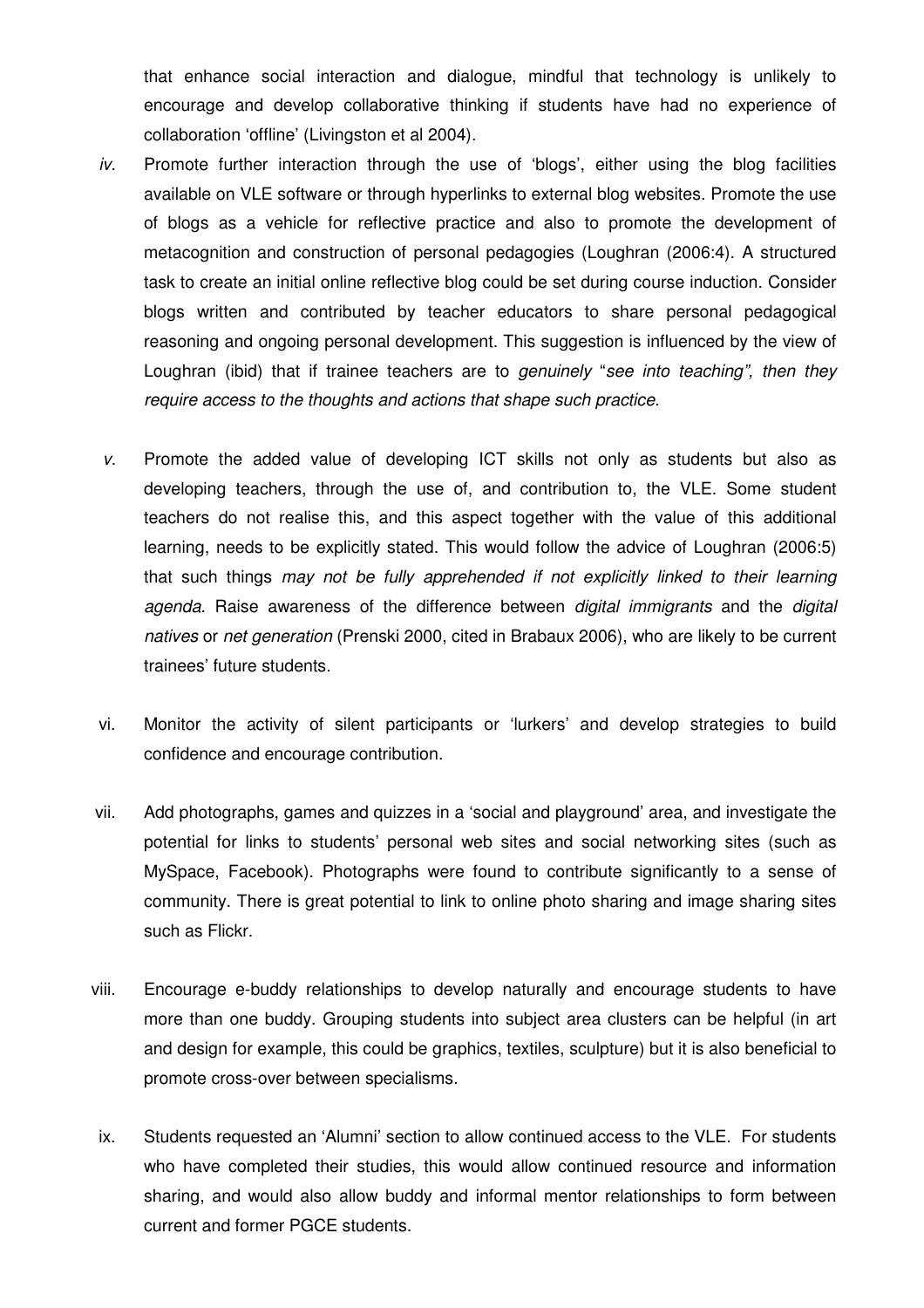that enhance social interaction and dialogue, mindful that technology is unlikely to encourage and develop collaborative thinking if students have had no experience of collaboration 'offline' (Livingston et al 2004).

*iv.* Promote further interaction through the use of 'blogs', either using the blog facilities available on VLE software or through hyperlinks to external blog websites. Promote the use of blogs as a vehicle for reflective practice and also to promote the development of metacognition and construction of personal pedagogies (Loughran (2006:4). A structured task to create an initial online reflective blog could be set during course induction. Consider blogs written and contributed by teacher educators to share personal pedagogical reasoning and ongoing personal development. This suggestion is influenced by the view of Loughran (ibid) that if trainee teachers are to *genuinely* "*see into teaching", then they require access to the thoughts and actions that shape such practice.*

*v.* Promote the added value of developing ICT skills not only as students but also as developing teachers, through the use of, and contribution to, the VLE. Some student teachers do not realise this, and this aspect together with the value of this additional learning, needs to be explicitly stated. This would follow the advice of Loughran (2006:5) that such things *may not be fully apprehended if not explicitly linked to their learning agenda*. Raise awareness of the difference between *digital immigrants* and the *digital natives* or *net generation* (Prenski 2000, cited in Brabaux 2006), who are likely to be current trainees' future students.

vi. Monitor the activity of silent participants or 'lurkers' and develop strategies to build confidence and encourage contribution.

vii. Add photographs, games and quizzes in a 'social and playground' area, and investigate the potential for links to students' personal web sites and social networking sites (such as MySpace, Facebook). Photographs were found to contribute significantly to a sense of community. There is great potential to link to online photo sharing and image sharing sites such as Flickr.

viii. Encourage e-buddy relationships to develop naturally and encourage students to have more than one buddy. Grouping students into subject area clusters can be helpful (in art and design for example, this could be graphics, textiles, sculpture) but it is also beneficial to promote cross-over between specialisms.

ix. Students requested an 'Alumni' section to allow continued access to the VLE. For students who have completed their studies, this would allow continued resource and information sharing, and would also allow buddy and informal mentor relationships to form between current and former PGCE students.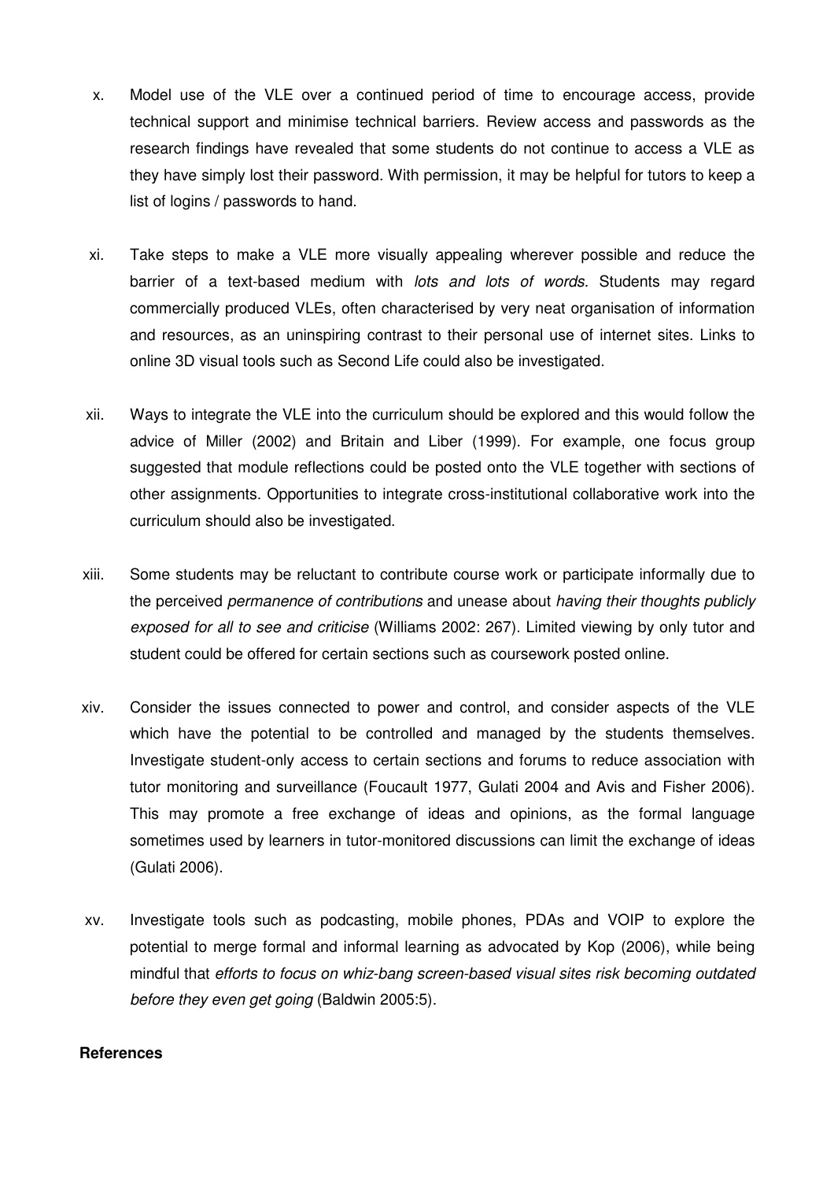x. Model use of the VLE over a continued period of time to encourage access, provide technical support and minimise technical barriers. Review access and passwords as the research findings have revealed that some students do not continue to access a VLE as they have simply lost their password. With permission, it may be helpful for tutors to keep a list of logins / passwords to hand.

xi. Take steps to make a VLE more visually appealing wherever possible and reduce the barrier of a text-based medium with *lots and lots of words.* Students may regard commercially produced VLEs, often characterised by very neat organisation of information and resources, as an uninspiring contrast to their personal use of internet sites. Links to online 3D visual tools such as Second Life could also be investigated.

xii. Ways to integrate the VLE into the curriculum should be explored and this would follow the advice of Miller (2002) and Britain and Liber (1999). For example, one focus group suggested that module reflections could be posted onto the VLE together with sections of other assignments. Opportunities to integrate cross-institutional collaborative work into the curriculum should also be investigated.

xiii. Some students may be reluctant to contribute course work or participate informally due to the perceived *permanence of contributions* and unease about *having their thoughts publicly exposed for all to see and criticise* (Williams 2002: 267). Limited viewing by only tutor and student could be offered for certain sections such as coursework posted online.

xiv. Consider the issues connected to power and control, and consider aspects of the VLE which have the potential to be controlled and managed by the students themselves. Investigate student-only access to certain sections and forums to reduce association with tutor monitoring and surveillance (Foucault 1977, Gulati 2004 and Avis and Fisher 2006). This may promote a free exchange of ideas and opinions, as the formal language sometimes used by learners in tutor-monitored discussions can limit the exchange of ideas (Gulati 2006).

xv. Investigate tools such as podcasting, mobile phones, PDAs and VOIP to explore the potential to merge formal and informal learning as advocated by Kop (2006), while being mindful that *efforts to focus on whiz-bang screen-based visual sites risk becoming outdated before they even get going* (Baldwin 2005:5).

**References**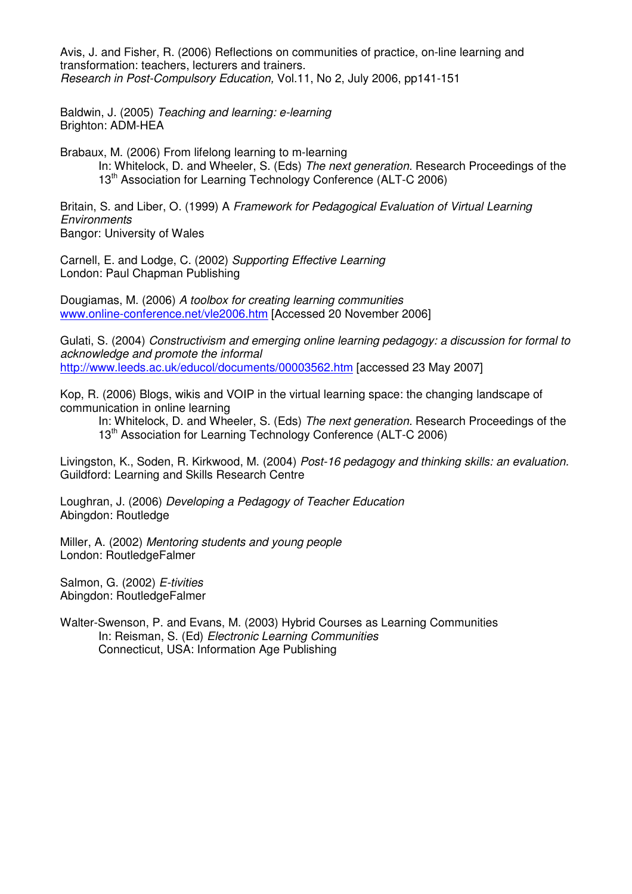Avis, J. and Fisher, R. (2006) Reflections on communities of practice, on-line learning and transformation: teachers, lecturers and trainers.
*Research in Post-Compulsory Education,* Vol.11, No 2, July 2006, pp141-151

Baldwin, J. (2005) *Teaching and learning: e-learning*
Brighton: ADM-HEA

Brabaux, M. (2006) From lifelong learning to m-learning
In: Whitelock, D. and Wheeler, S. (Eds) *The next generation*. Research Proceedings of the 13th Association for Learning Technology Conference (ALT-C 2006)

Britain, S. and Liber, O. (1999) A *Framework for Pedagogical Evaluation of Virtual Learning Environments*
Bangor: University of Wales

Carnell, E. and Lodge, C. (2002) *Supporting Effective Learning*
London: Paul Chapman Publishing

Dougiamas, M. (2006) *A toolbox for creating learning communities*
www.online-conference.net/vle2006.htm [Accessed 20 November 2006]

Gulati, S. (2004) *Constructivism and emerging online learning pedagogy: a discussion for formal to acknowledge and promote the informal*
http://www.leeds.ac.uk/educol/documents/00003562.htm [accessed 23 May 2007]

Kop, R. (2006) Blogs, wikis and VOIP in the virtual learning space: the changing landscape of communication in online learning
In: Whitelock, D. and Wheeler, S. (Eds) *The next generation*. Research Proceedings of the 13th Association for Learning Technology Conference (ALT-C 2006)

Livingston, K., Soden, R. Kirkwood, M. (2004) *Post-16 pedagogy and thinking skills: an evaluation.*
Guildford: Learning and Skills Research Centre

Loughran, J. (2006) *Developing a Pedagogy of Teacher Education*
Abingdon: Routledge

Miller, A. (2002) *Mentoring students and young people*
London: RoutledgeFalmer

Salmon, G. (2002) *E-tivities*
Abingdon: RoutledgeFalmer

Walter-Swenson, P. and Evans, M. (2003) Hybrid Courses as Learning Communities
In: Reisman, S. (Ed) *Electronic Learning Communities*
Connecticut, USA: Information Age Publishing